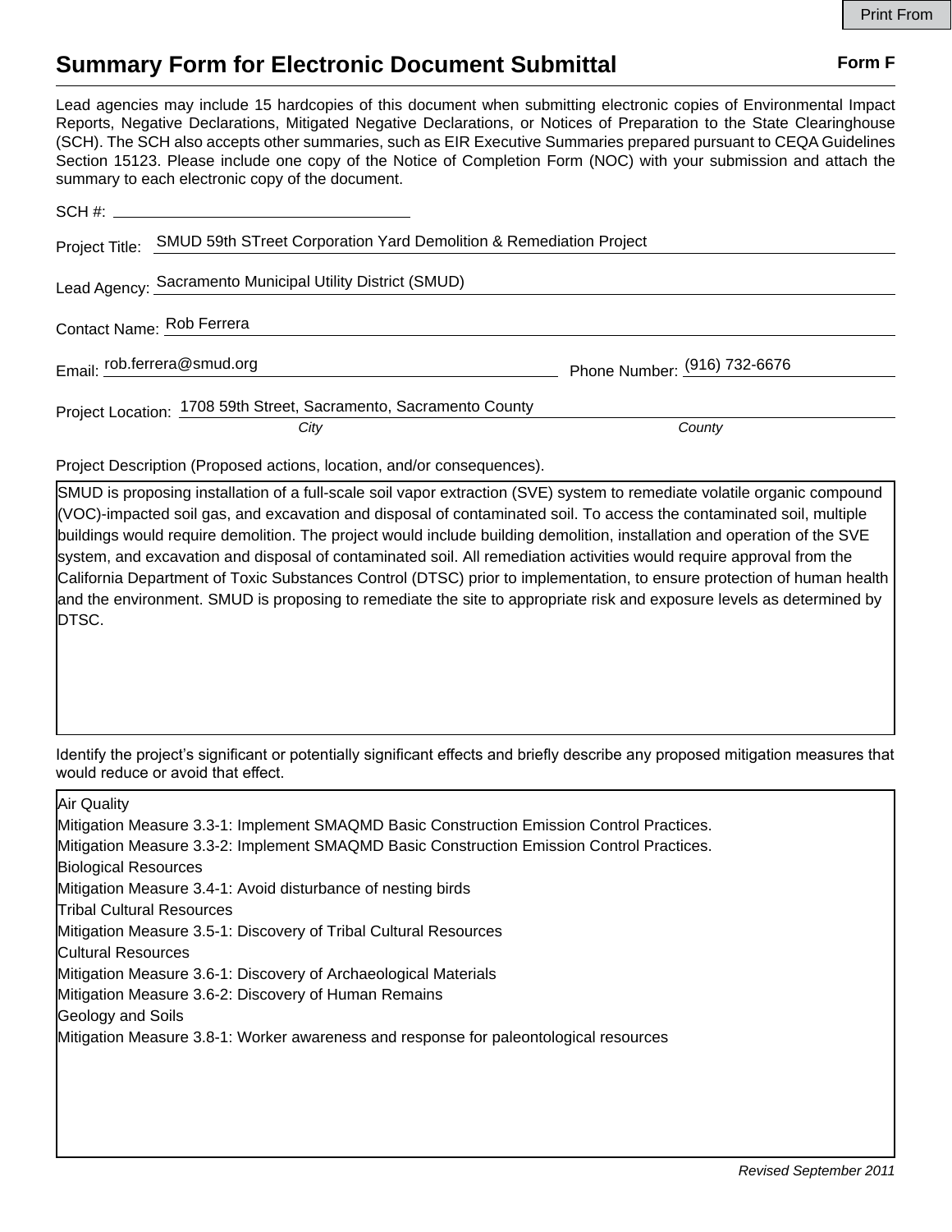Print From

# Summary Form for Electronic Document Submittal

**Form F**

Lead agencies may include 15 hardcopies of this document when submitting electronic copies of Environmental Impact Reports, Negative Declarations, Mitigated Negative Declarations, or Notices of Preparation to the State Clearinghouse (SCH). The SCH also accepts other summaries, such as EIR Executive Summaries prepared pursuant to CEQA Guidelines Section 15123. Please include one copy of the Notice of Completion Form (NOC) with your submission and attach the summary to each electronic copy of the document.

SCH #: ______________________

Project Title: SMUD 59th STreet Corporation Yard Demolition & Remediation Project

Lead Agency: Sacramento Municipal Utility District (SMUD)

Contact Name: Rob Ferrera

Email: rob.ferrera@smud.org

Phone Number: (916) 732-6676

Project Location: 1708 59th Street, Sacramento, Sacramento County

*City* *County*

Project Description (Proposed actions, location, and/or consequences).

SMUD is proposing installation of a full-scale soil vapor extraction (SVE) system to remediate volatile organic compound (VOC)-impacted soil gas, and excavation and disposal of contaminated soil. To access the contaminated soil, multiple buildings would require demolition. The project would include building demolition, installation and operation of the SVE system, and excavation and disposal of contaminated soil. All remediation activities would require approval from the California Department of Toxic Substances Control (DTSC) prior to implementation, to ensure protection of human health and the environment. SMUD is proposing to remediate the site to appropriate risk and exposure levels as determined by DTSC.

Identify the project's significant or potentially significant effects and briefly describe any proposed mitigation measures that would reduce or avoid that effect.

Air Quality
Mitigation Measure 3.3-1: Implement SMAQMD Basic Construction Emission Control Practices.
Mitigation Measure 3.3-2: Implement SMAQMD Basic Construction Emission Control Practices.
Biological Resources
Mitigation Measure 3.4-1: Avoid disturbance of nesting birds
Tribal Cultural Resources
Mitigation Measure 3.5-1: Discovery of Tribal Cultural Resources
Cultural Resources
Mitigation Measure 3.6-1: Discovery of Archaeological Materials
Mitigation Measure 3.6-2: Discovery of Human Remains
Geology and Soils
Mitigation Measure 3.8-1: Worker awareness and response for paleontological resources

*Revised September 2011*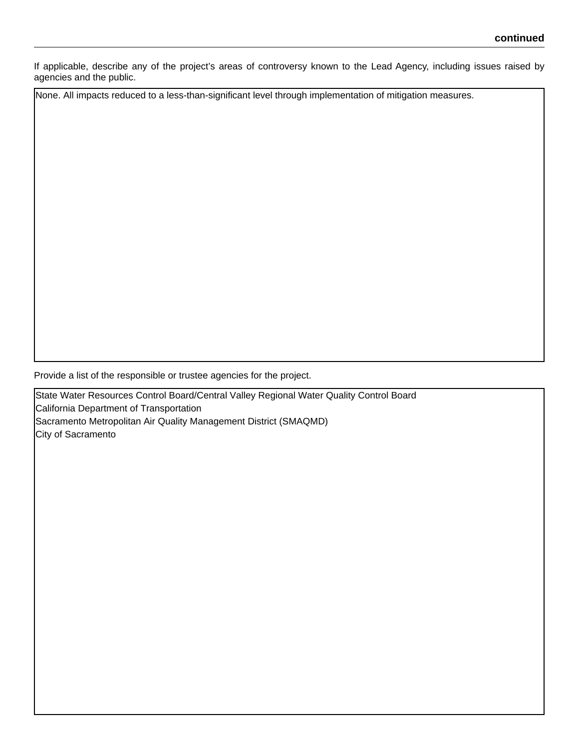**continued**

If applicable, describe any of the project's areas of controversy known to the Lead Agency, including issues raised by agencies and the public.

None. All impacts reduced to a less-than-significant level through implementation of mitigation measures.

Provide a list of the responsible or trustee agencies for the project.

State Water Resources Control Board/Central Valley Regional Water Quality Control Board
California Department of Transportation
Sacramento Metropolitan Air Quality Management District (SMAQMD)
City of Sacramento